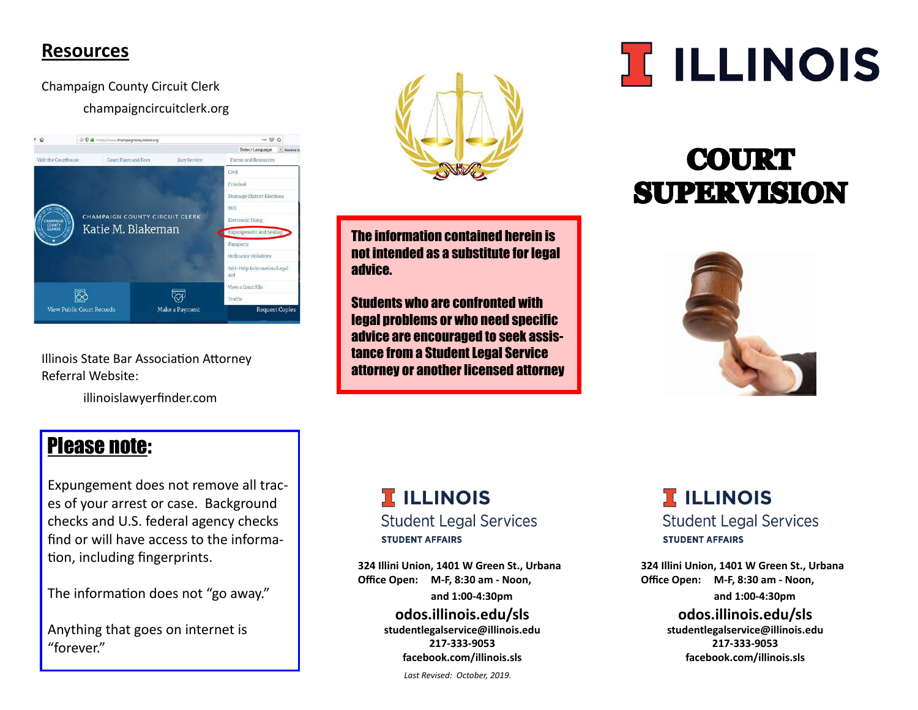## Resources

Champaign County Circuit Clerk

champaigncircuitclerk.org

Illinois State Bar Association Attorney Referral Website:

illinoislawyerfinder.com

## Please note:

Expungement does not remove all traces of your arrest or case. Background checks and U.S. federal agency checks find or will have access to the information, including fingerprints.

The information does not "go away."

Anything that goes on internet is "forever."

**The information contained herein is not intended as a substitute for legal advice.**

**Students who are confronted with legal problems or who need specific advice are encouraged to seek assistance from a Student Legal Service attorney or another licensed attorney**

ILLINOIS
Student Legal Services
STUDENT AFFAIRS

**324 Illini Union, 1401 W Green St., Urbana**
**Office Open: M-F, 8:30 am - Noon,**
**and 1:00-4:30pm**

**odos.illinois.edu/sls**
**studentlegalservice@illinois.edu**
**217-333-9053**
**facebook.com/illinois.sls**

*Last Revised: October, 2019.*

ILLINOIS

# COURT SUPERVISION

ILLINOIS
Student Legal Services
STUDENT AFFAIRS

**324 Illini Union, 1401 W Green St., Urbana**
**Office Open: M-F, 8:30 am - Noon,**
**and 1:00-4:30pm**

**odos.illinois.edu/sls**
**studentlegalservice@illinois.edu**
**217-333-9053**
**facebook.com/illinois.sls**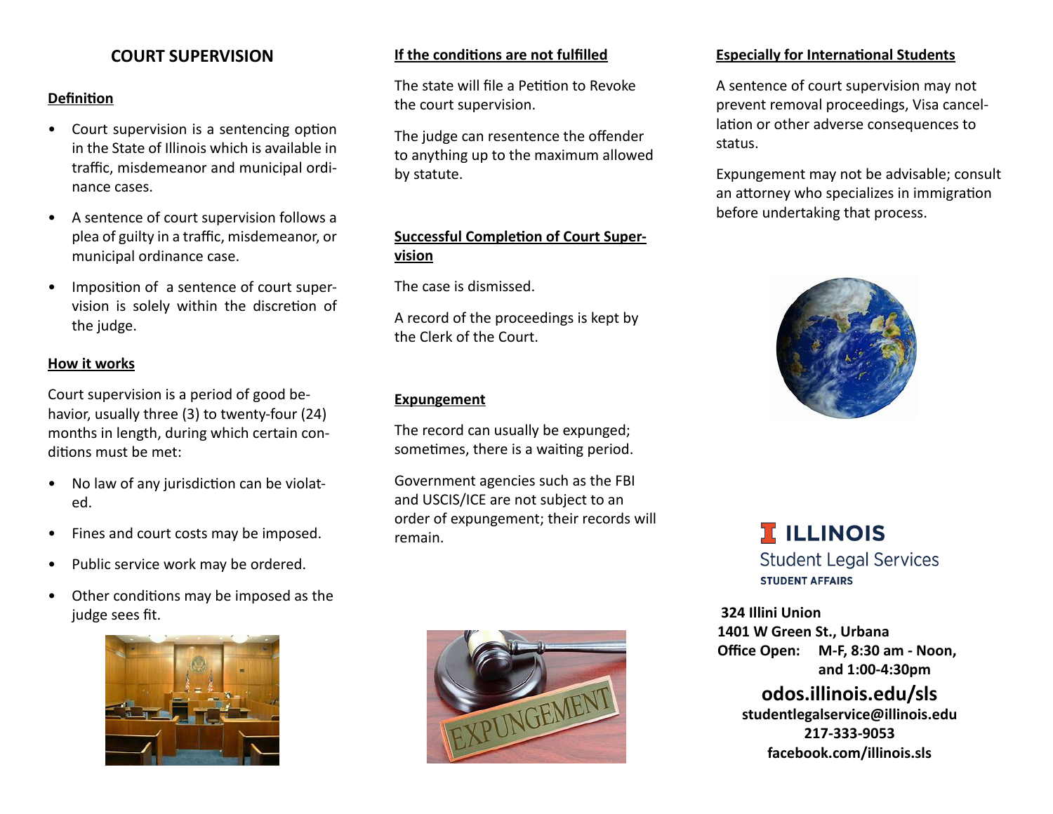## COURT SUPERVISION

### Definition

- Court supervision is a sentencing option in the State of Illinois which is available in traffic, misdemeanor and municipal ordinance cases.
- A sentence of court supervision follows a plea of guilty in a traffic, misdemeanor, or municipal ordinance case.
- Imposition of a sentence of court supervision is solely within the discretion of the judge.

### How it works

Court supervision is a period of good behavior, usually three (3) to twenty-four (24) months in length, during which certain conditions must be met:

- No law of any jurisdiction can be violated.
- Fines and court costs may be imposed.
- Public service work may be ordered.
- Other conditions may be imposed as the judge sees fit.

### If the conditions are not fulfilled

The state will file a Petition to Revoke the court supervision.

The judge can resentence the offender to anything up to the maximum allowed by statute.

### Successful Completion of Court Supervision

The case is dismissed.

A record of the proceedings is kept by the Clerk of the Court.

### Expungement

The record can usually be expunged; sometimes, there is a waiting period.

Government agencies such as the FBI and USCIS/ICE are not subject to an order of expungement; their records will remain.

### Especially for International Students

A sentence of court supervision may not prevent removal proceedings, Visa cancellation or other adverse consequences to status.

Expungement may not be advisable; consult an attorney who specializes in immigration before undertaking that process.

**ILLINOIS**
Student Legal Services
STUDENT AFFAIRS

**324 Illini Union**
**1401 W Green St., Urbana**
**Office Open: M-F, 8:30 am - Noon, and 1:00-4:30pm**

**odos.illinois.edu/sls**
**studentlegalservice@illinois.edu**
**217-333-9053**
**facebook.com/illinois.sls**